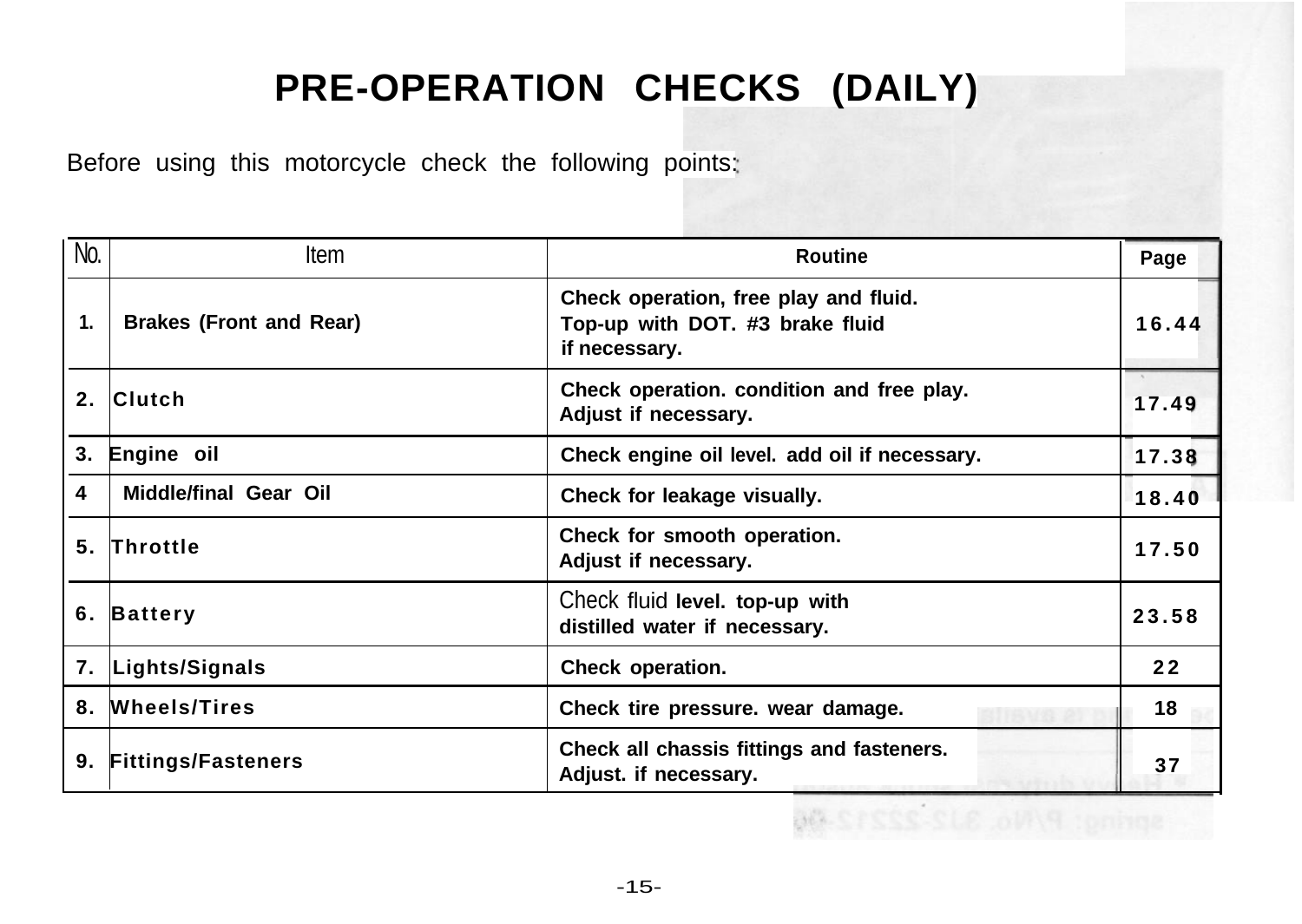# PRE-OPERATION CHECKS (DAILY)

Before using this motorcycle check the following points:

| No. | Item | Routine | Page |
|---|---|---|---|
| 1. | Brakes (Front and Rear) | Check operation, free play and fluid. Top-up with DOT. #3 brake fluid if necessary. | 16.44 |
| 2. | Clutch | Check operation. condition and free play. Adjust if necessary. | 17.49 |
| 3. | Engine oil | Check engine oil level. add oil if necessary. | 17.38 |
| 4 | Middle/final Gear Oil | Check for leakage visually. | 18.40 |
| 5. | Throttle | Check for smooth operation. Adjust if necessary. | 17.50 |
| 6. | Battery | Check fluid level. top-up with distilled water if necessary. | 23.58 |
| 7. | Lights/Signals | Check operation. | 22 |
| 8. | Wheels/Tires | Check tire pressure. wear damage. | 18 |
| 9. | Fittings/Fasteners | Check all chassis fittings and fasteners. Adjust. if necessary. | 37 |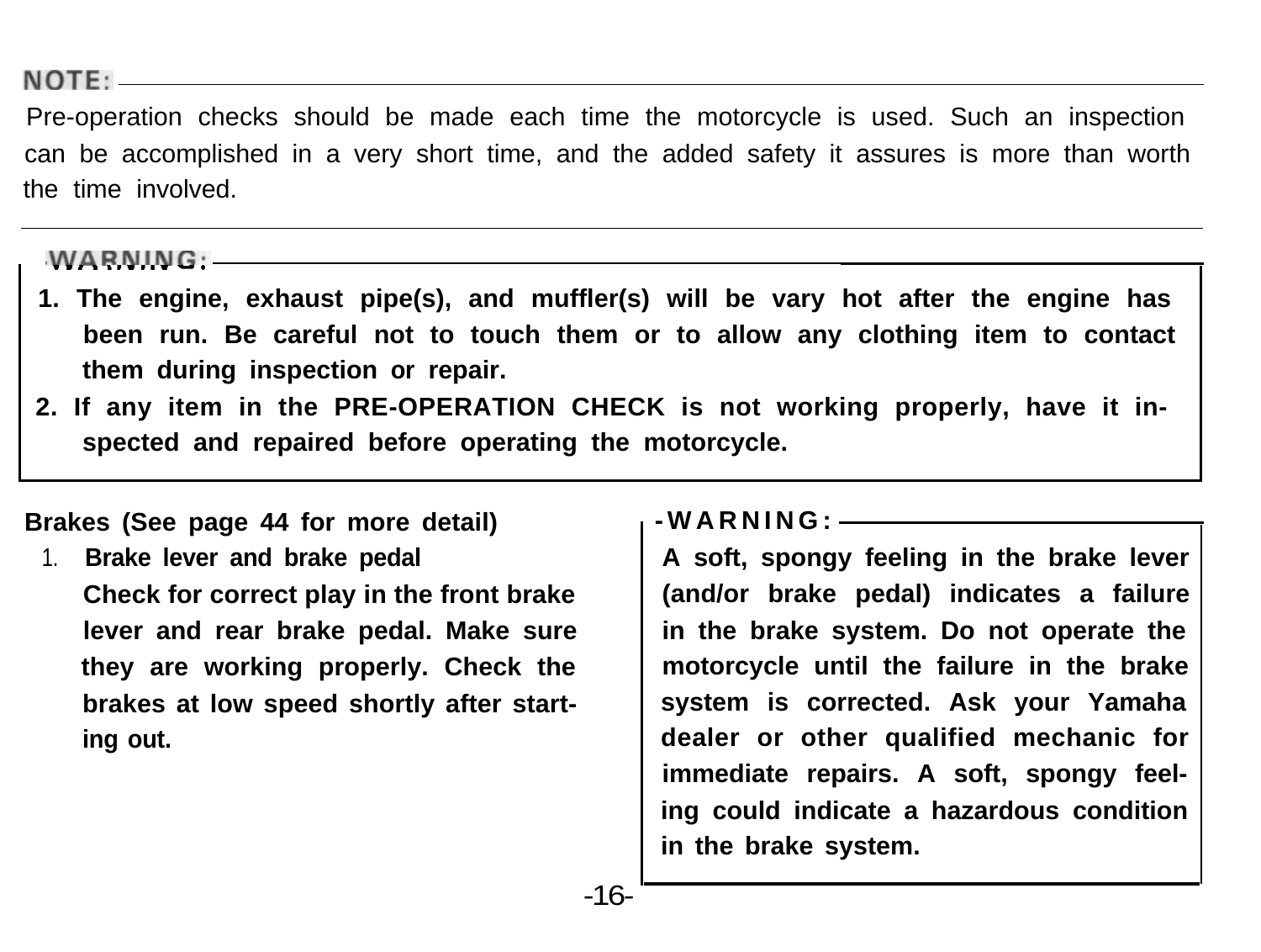**NOTE:**

Pre-operation checks should be made each time the motorcycle is used. Such an inspection can be accomplished in a very short time, and the added safety it assures is more than worth the time involved.

---

**WARNING:**

1. **The engine, exhaust pipe(s), and muffler(s) will be vary hot after the engine has been run. Be careful not to touch them or to allow any clothing item to contact them during inspection or repair.**
2. **If any item in the PRE-OPERATION CHECK is not working properly, have it inspected and repaired before operating the motorcycle.**

**Brakes (See page 44 for more detail)**

1. **Brake lever and brake pedal**

   **Check for correct play in the front brake lever and rear brake pedal. Make sure they are working properly. Check the brakes at low speed shortly after starting out.**

**WARNING:**

**A soft, spongy feeling in the brake lever (and/or brake pedal) indicates a failure in the brake system. Do not operate the motorcycle until the failure in the brake system is corrected. Ask your Yamaha dealer or other qualified mechanic for immediate repairs. A soft, spongy feeling could indicate a hazardous condition in the brake system.**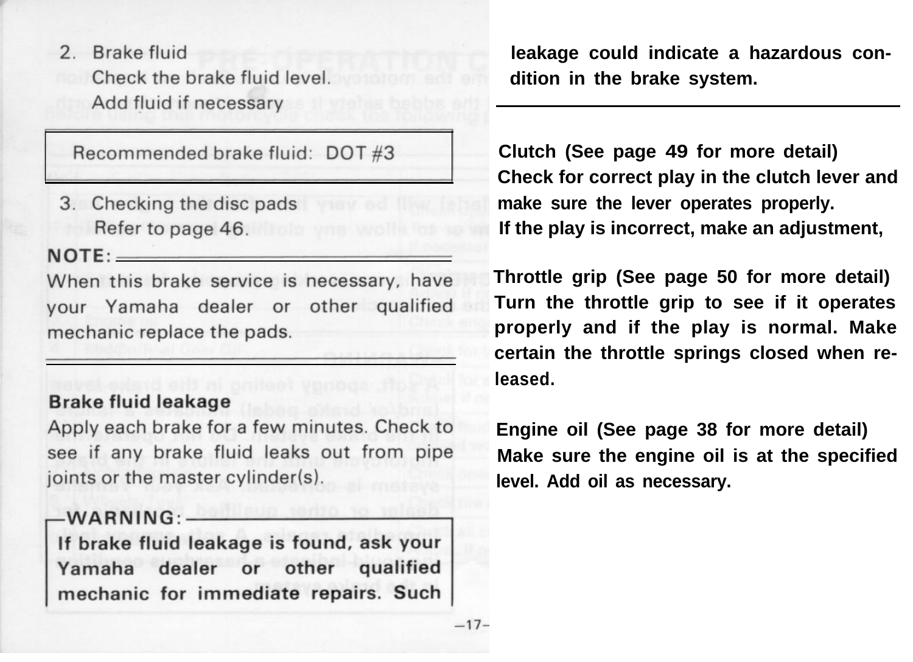2. Brake fluid

   Check the brake fluid level.

   Add fluid if necessary

| Recommended brake fluid: DOT #3 |
|---|

3. Checking the disc pads

   Refer to page 46.

**NOTE:**

When this brake service is necessary, have your Yamaha dealer or other qualified mechanic replace the pads.

**Brake fluid leakage**

Apply each brake for a few minutes. Check to see if any brake fluid leaks out from pipe joints or the master cylinder(s).

**WARNING:**

**If brake fluid leakage is found, ask your Yamaha dealer or other qualified mechanic for immediate repairs. Such leakage could indicate a hazardous condition in the brake system.**

**Clutch (See page 49 for more detail)**

**Check for correct play in the clutch lever and make sure the lever operates properly.**

**If the play is incorrect, make an adjustment,**

**Throttle grip (See page 50 for more detail)**

**Turn the throttle grip to see if it operates properly and if the play is normal. Make certain the throttle springs closed when released.**

**Engine oil (See page 38 for more detail)**

**Make sure the engine oil is at the specified level. Add oil as necessary.**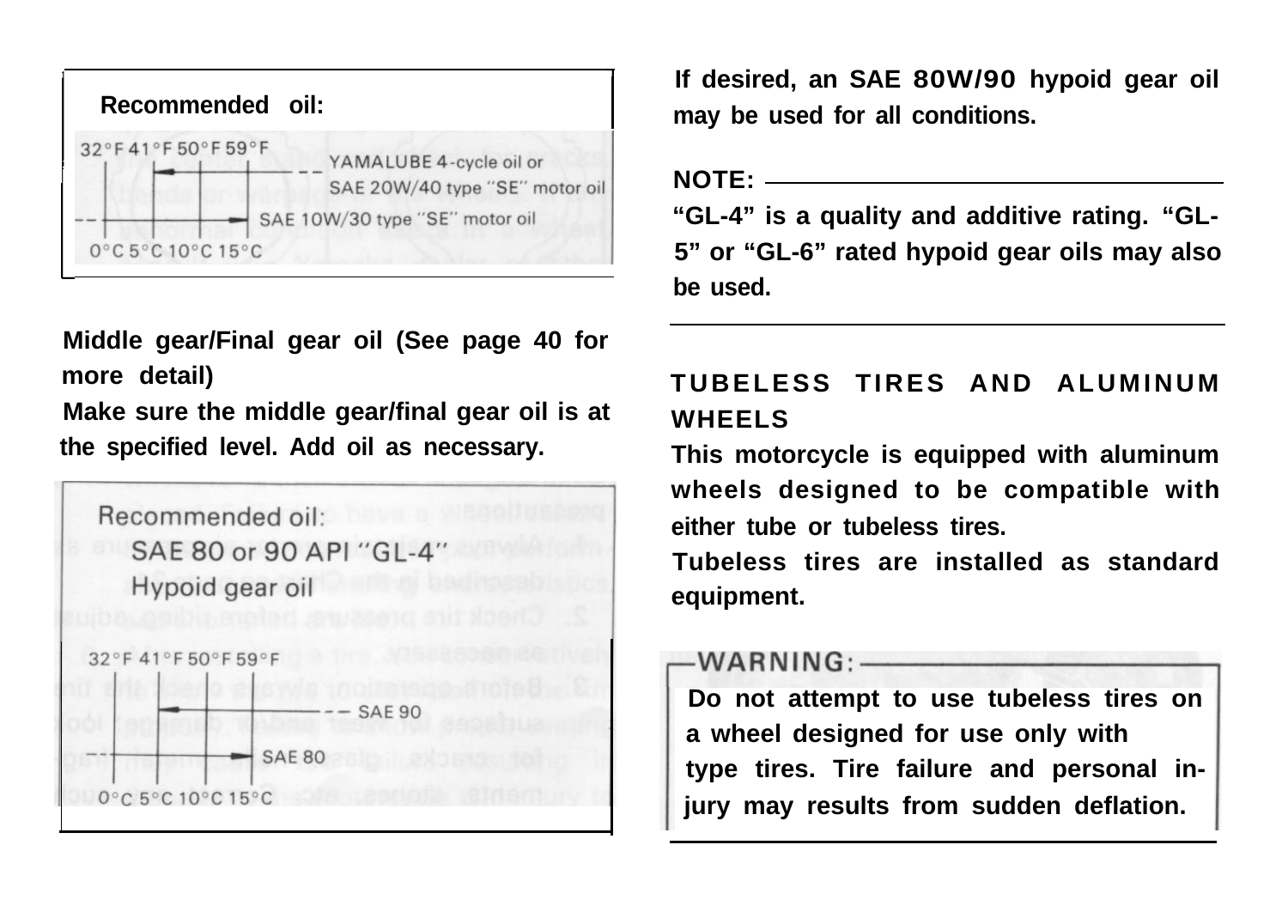**Recommended oil:**

32°F 41°F 50°F 59°F

YAMALUBE 4-cycle oil or SAE 20W/40 type "SE" motor oil

SAE 10W/30 type "SE" motor oil

0°C 5°C 10°C 15°C

**Middle gear/Final gear oil (See page 40 for more detail)**

**Make sure the middle gear/final gear oil is at the specified level. Add oil as necessary.**

Recommended oil:
SAE 80 or 90 API "GL-4"
Hypoid gear oil

32°F 41°F 50°F 59°F

SAE 90

SAE 80

0°C 5°C 10°C 15°C

**If desired, an SAE 80W/90 hypoid gear oil may be used for all conditions.**

**NOTE:**

**"GL-4" is a quality and additive rating. "GL-5" or "GL-6" rated hypoid gear oils may also be used.**

## TUBELESS TIRES AND ALUMINUM WHEELS

**This motorcycle is equipped with aluminum wheels designed to be compatible with either tube or tubeless tires.**

**Tubeless tires are installed as standard equipment.**

**WARNING:**

**Do not attempt to use tubeless tires on a wheel designed for use only with type tires. Tire failure and personal injury may results from sudden deflation.**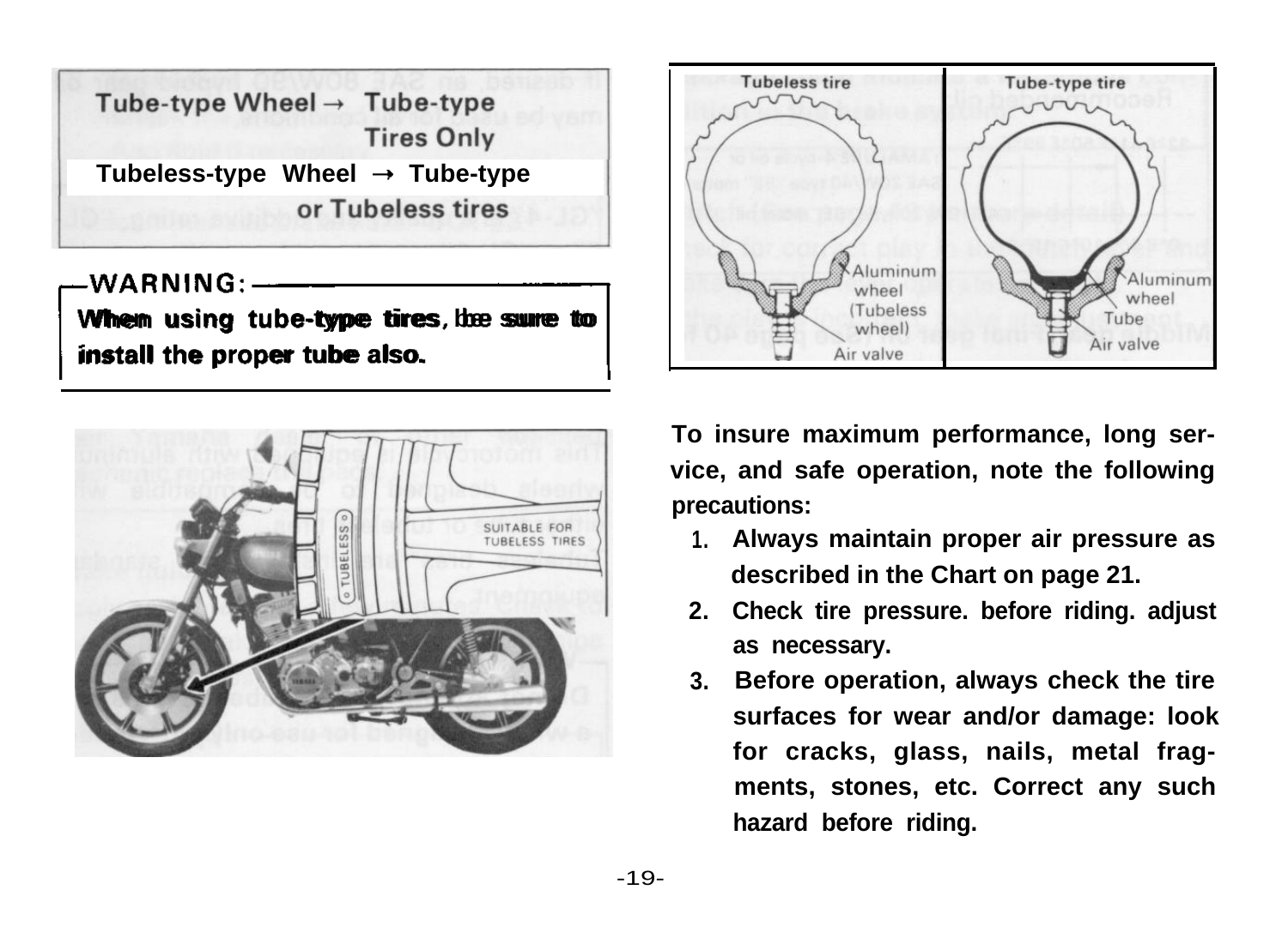**Tube-type Wheel → Tube-type Tires Only**

**Tubeless-type Wheel → Tube-type or Tubeless tires**

**WARNING:**

**When using tube-type tires, be sure to install the proper tube also.**

Tubeless tire | Tube-type tire

Aluminum wheel (Tubeless wheel) | Air valve | Aluminum wheel | Tube | Air valve

SUITABLE FOR TUBELESS TIRES

**To insure maximum performance, long service, and safe operation, note the following precautions:**

1. **Always maintain proper air pressure as described in the Chart on page 21.**
2. **Check tire pressure. before riding. adjust as necessary.**
3. **Before operation, always check the tire surfaces for wear and/or damage: look for cracks, glass, nails, metal fragments, stones, etc. Correct any such hazard before riding.**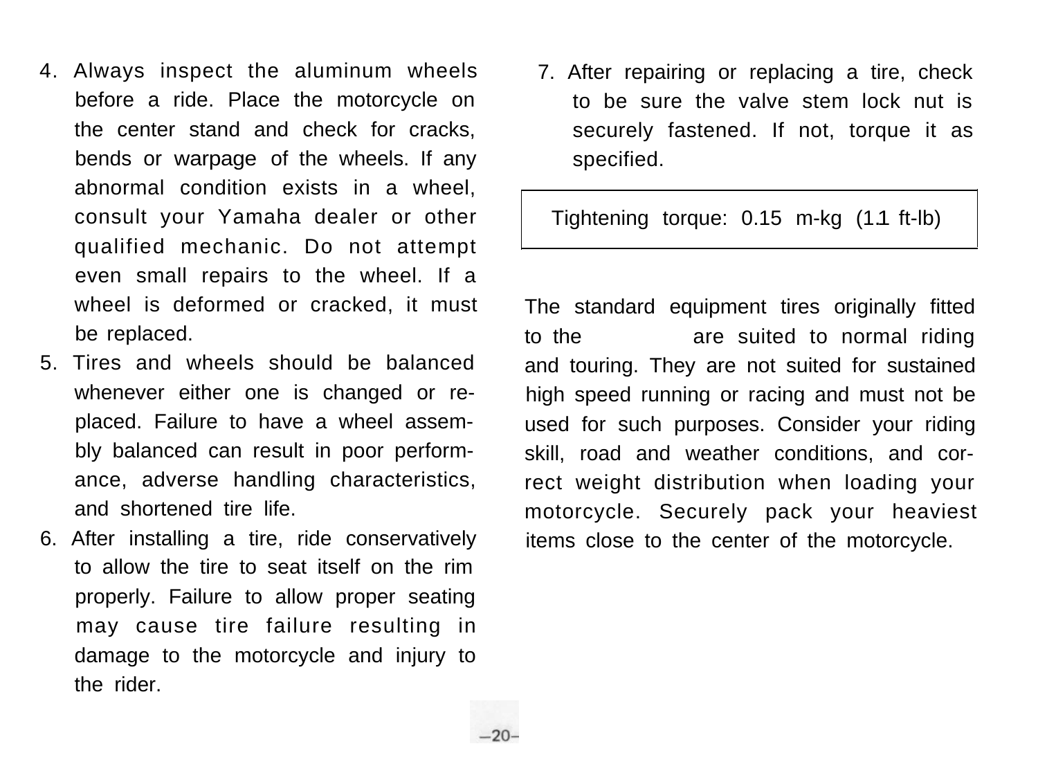4. Always inspect the aluminum wheels before a ride. Place the motorcycle on the center stand and check for cracks, bends or warpage of the wheels. If any abnormal condition exists in a wheel, consult your Yamaha dealer or other qualified mechanic. Do not attempt even small repairs to the wheel. If a wheel is deformed or cracked, it must be replaced.
5. Tires and wheels should be balanced whenever either one is changed or replaced. Failure to have a wheel assembly balanced can result in poor performance, adverse handling characteristics, and shortened tire life.
6. After installing a tire, ride conservatively to allow the tire to seat itself on the rim properly. Failure to allow proper seating may cause tire failure resulting in damage to the motorcycle and injury to the rider.
7. After repairing or replacing a tire, check to be sure the valve stem lock nut is securely fastened. If not, torque it as specified.

| Tightening torque: 0.15 m-kg (1.1 ft-lb) |
| --- |

The standard equipment tires originally fitted to the are suited to normal riding and touring. They are not suited for sustained high speed running or racing and must not be used for such purposes. Consider your riding skill, road and weather conditions, and correct weight distribution when loading your motorcycle. Securely pack your heaviest items close to the center of the motorcycle.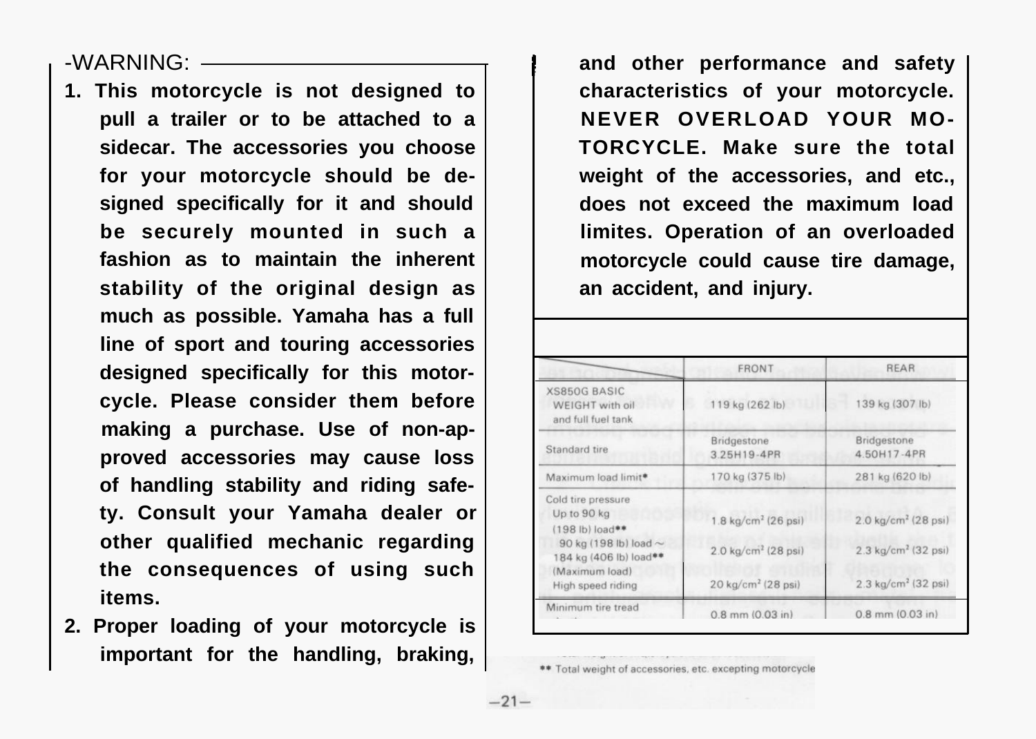**WARNING:**

1. **This motorcycle is not designed to pull a trailer or to be attached to a sidecar. The accessories you choose for your motorcycle should be designed specifically for it and should be securely mounted in such a fashion as to maintain the inherent stability of the original design as much as possible. Yamaha has a full line of sport and touring accessories designed specifically for this motorcycle. Please consider them before making a purchase. Use of non-approved accessories may cause loss of handling stability and riding safety. Consult your Yamaha dealer or other qualified mechanic regarding the consequences of using such items.**
2. **Proper loading of your motorcycle is important for the handling, braking, and other performance and safety characteristics of your motorcycle. NEVER OVERLOAD YOUR MOTORCYCLE. Make sure the total weight of the accessories, and etc., does not exceed the maximum load limites. Operation of an overloaded motorcycle could cause tire damage, an accident, and injury.**

| | FRONT | REAR |
|---|---|---|
| XS850G BASIC WEIGHT with oil and full fuel tank | 119 kg (262 lb) | 139 kg (307 lb) |
| Standard tire | Bridgestone 3.25H19-4PR | Bridgestone 4.50H17-4PR |
| Maximum load limit* | 170 kg (375 lb) | 281 kg (620 lb) |
| Cold tire pressure | | |
| Up to 90 kg (198 lb) load** | 1.8 kg/cm² (26 psi) | 2.0 kg/cm² (28 psi) |
| 90 kg (198 lb) load ~ 184 kg (406 lb) load** (Maximum load) | 2.0 kg/cm² (28 psi) | 2.3 kg/cm² (32 psi) |
| High speed riding | 2.0 kg/cm² (28 psi) | 2.3 kg/cm² (32 psi) |
| Minimum tire tread depth | 0.8 mm (0.03 in) | 0.8 mm (0.03 in) |

** Total weight of accessories, etc. excepting motorcycle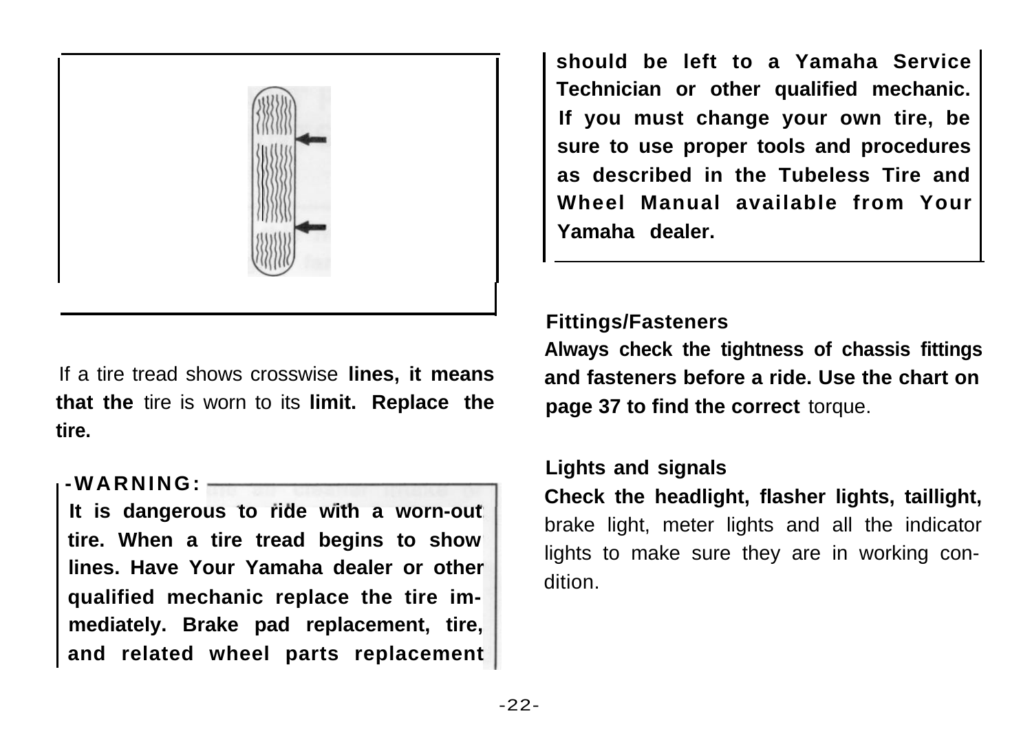If a tire tread shows crosswise **lines, it means that the** tire is worn to its **limit. Replace the tire.**

**-WARNING:**

**It is dangerous to ride with a worn-out tire. When a tire tread begins to show lines. Have Your Yamaha dealer or other qualified mechanic replace the tire immediately. Brake pad replacement, tire, and related wheel parts replacement should be left to a Yamaha Service Technician or other qualified mechanic. If you must change your own tire, be sure to use proper tools and procedures as described in the Tubeless Tire and Wheel Manual available from Your Yamaha dealer.**

### Fittings/Fasteners

**Always check the tightness of chassis fittings and fasteners before a ride. Use the chart on page 37 to find the correct** torque.

### Lights and signals

**Check the headlight, flasher lights, taillight,** brake light, meter lights and all the indicator lights to make sure they are in working condition.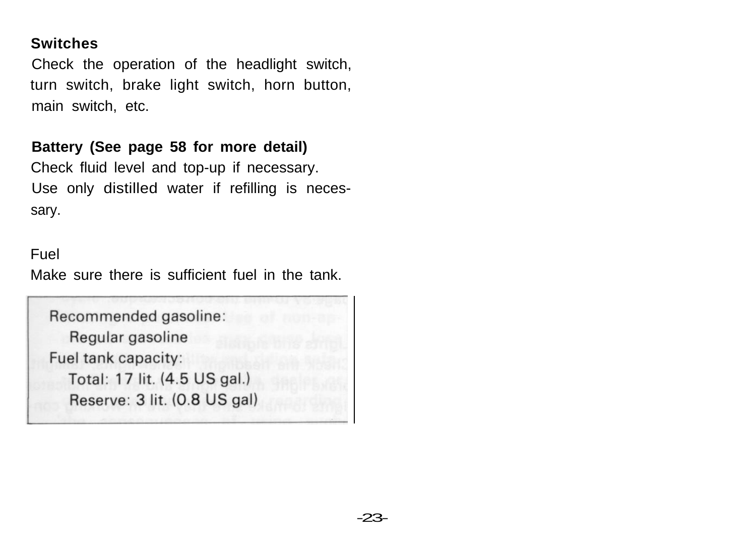**Switches**

Check the operation of the headlight switch, turn switch, brake light switch, horn button, main switch, etc.

**Battery (See page 58 for more detail)**

Check fluid level and top-up if necessary. Use only distilled water if refilling is necessary.

Fuel

Make sure there is sufficient fuel in the tank.

Recommended gasoline:
Regular gasoline
Fuel tank capacity:
Total: 17 lit. (4.5 US gal.)
Reserve: 3 lit. (0.8 US gal)